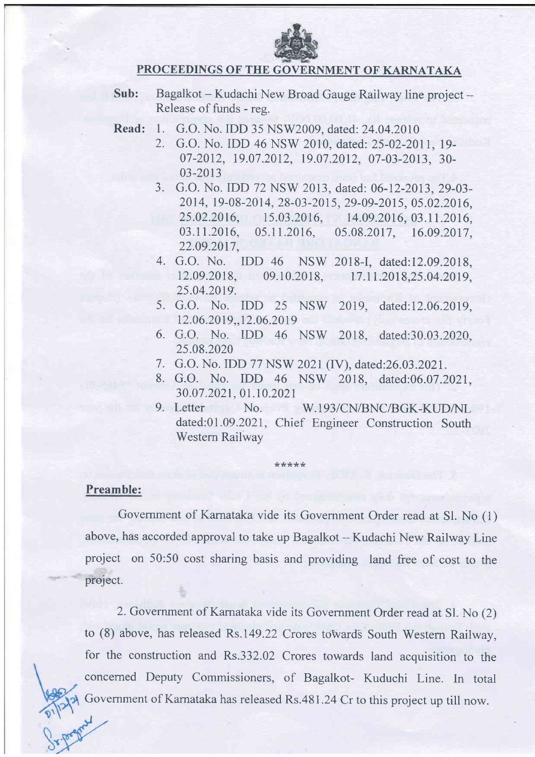# PROCEEDINGS OF THE GOVERNMENT OF KARNATAKA

**Sub:** Bagalkot – Kudachi New Broad Gauge Railway line project – Release of funds - reg.

**Read:**
1. G.O. No. IDD 35 NSW2009, dated: 24.04.2010
2. G.O. No. IDD 46 NSW 2010, dated: 25-02-2011, 19-07-2012, 19.07.2012, 19.07.2012, 07-03-2013, 30-03-2013
3. G.O. No. IDD 72 NSW 2013, dated: 06-12-2013, 29-03-2014, 19-08-2014, 28-03-2015, 29-09-2015, 05.02.2016, 25.02.2016, 15.03.2016, 14.09.2016, 03.11.2016, 03.11.2016, 05.11.2016, 05.08.2017, 16.09.2017, 22.09.2017,
4. G.O. No. IDD 46 NSW 2018-I, dated:12.09.2018, 12.09.2018, 09.10.2018, 17.11.2018,25.04.2019, 25.04.2019.
5. G.O. No. IDD 25 NSW 2019, dated:12.06.2019, 12.06.2019,,12.06.2019
6. G.O. No. IDD 46 NSW 2018, dated:30.03.2020, 25.08.2020
7. G.O. No. IDD 77 NSW 2021 (IV), dated:26.03.2021.
8. G.O. No. IDD 46 NSW 2018, dated:06.07.2021, 30.07.2021, 01.10.2021
9. Letter No. W.193/CN/BNC/BGK-KUD/NL dated:01.09.2021, Chief Engineer Construction South Western Railway

\*\*\*\*\*

**Preamble:**

Government of Karnataka vide its Government Order read at Sl. No (1) above, has accorded approval to take up Bagalkot – Kudachi New Railway Line project on 50:50 cost sharing basis and providing land free of cost to the project.

2. Government of Karnataka vide its Government Order read at Sl. No (2) to (8) above, has released Rs.149.22 Crores towards South Western Railway, for the construction and Rs.332.02 Crores towards land acquisition to the concerned Deputy Commissioners, of Bagalkot- Kuduchi Line. In total Government of Karnataka has released Rs.481.24 Cr to this project up till now.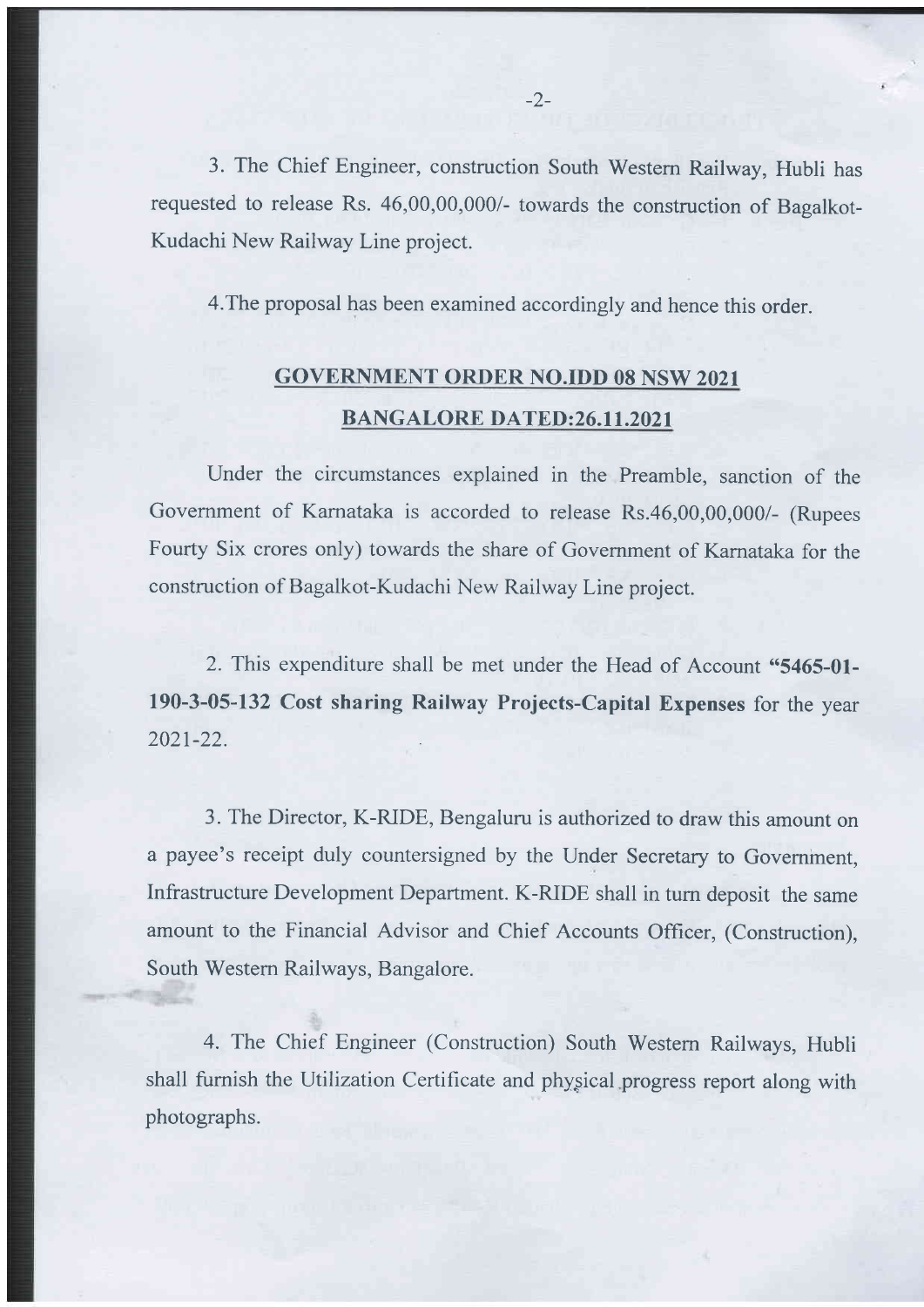3. The Chief Engineer, construction South Western Railway, Hubli has requested to release Rs. 46,00,00,000/- towards the construction of Bagalkot-Kudachi New Railway Line project.

4. The proposal has been examined accordingly and hence this order.

## GOVERNMENT ORDER NO.IDD 08 NSW 2021
## BANGALORE DATED:26.11.2021

Under the circumstances explained in the Preamble, sanction of the Government of Karnataka is accorded to release Rs.46,00,00,000/- (Rupees Fourty Six crores only) towards the share of Government of Karnataka for the construction of Bagalkot-Kudachi New Railway Line project.

2. This expenditure shall be met under the Head of Account **"5465-01-190-3-05-132 Cost sharing Railway Projects-Capital Expenses** for the year 2021-22.

3. The Director, K-RIDE, Bengaluru is authorized to draw this amount on a payee's receipt duly countersigned by the Under Secretary to Government, Infrastructure Development Department. K-RIDE shall in turn deposit the same amount to the Financial Advisor and Chief Accounts Officer, (Construction), South Western Railways, Bangalore.

4. The Chief Engineer (Construction) South Western Railways, Hubli shall furnish the Utilization Certificate and physical progress report along with photographs.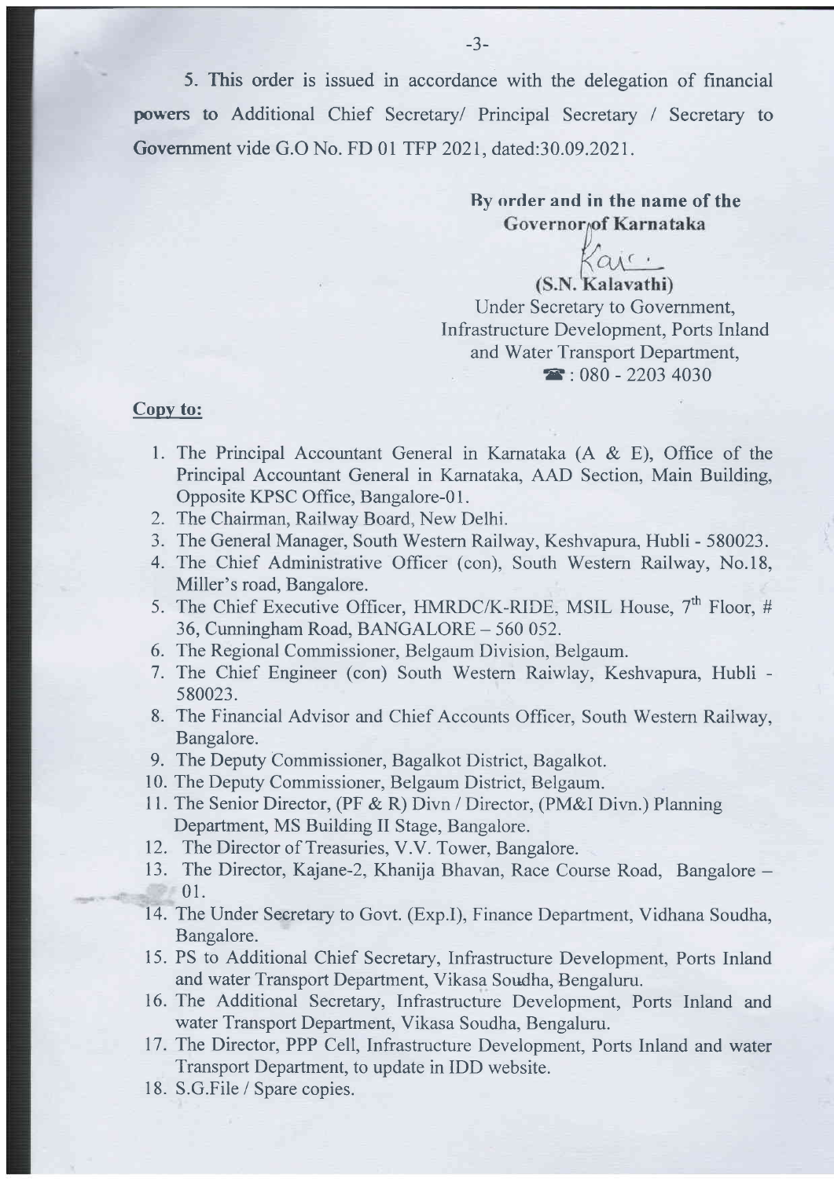5. This order is issued in accordance with the delegation of financial powers to Additional Chief Secretary/ Principal Secretary / Secretary to Government vide G.O No. FD 01 TFP 2021, dated:30.09.2021.

**By order and in the name of the Governor of Karnataka**

**(S.N. Kalavathi)**
Under Secretary to Government,
Infrastructure Development, Ports Inland and Water Transport Department,
☎: 080 - 2203 4030

**Copy to:**

1. The Principal Accountant General in Karnataka (A & E), Office of the Principal Accountant General in Karnataka, AAD Section, Main Building, Opposite KPSC Office, Bangalore-01.
2. The Chairman, Railway Board, New Delhi.
3. The General Manager, South Western Railway, Keshvapura, Hubli - 580023.
4. The Chief Administrative Officer (con), South Western Railway, No.18, Miller's road, Bangalore.
5. The Chief Executive Officer, HMRDC/K-RIDE, MSIL House, 7th Floor, # 36, Cunningham Road, BANGALORE – 560 052.
6. The Regional Commissioner, Belgaum Division, Belgaum.
7. The Chief Engineer (con) South Western Raiwlay, Keshvapura, Hubli - 580023.
8. The Financial Advisor and Chief Accounts Officer, South Western Railway, Bangalore.
9. The Deputy Commissioner, Bagalkot District, Bagalkot.
10. The Deputy Commissioner, Belgaum District, Belgaum.
11. The Senior Director, (PF & R) Divn / Director, (PM&I Divn.) Planning Department, MS Building II Stage, Bangalore.
12. The Director of Treasuries, V.V. Tower, Bangalore.
13. The Director, Kajane-2, Khanija Bhavan, Race Course Road, Bangalore – 01.
14. The Under Secretary to Govt. (Exp.I), Finance Department, Vidhana Soudha, Bangalore.
15. PS to Additional Chief Secretary, Infrastructure Development, Ports Inland and water Transport Department, Vikasa Soudha, Bengaluru.
16. The Additional Secretary, Infrastructure Development, Ports Inland and water Transport Department, Vikasa Soudha, Bengaluru.
17. The Director, PPP Cell, Infrastructure Development, Ports Inland and water Transport Department, to update in IDD website.
18. S.G.File / Spare copies.